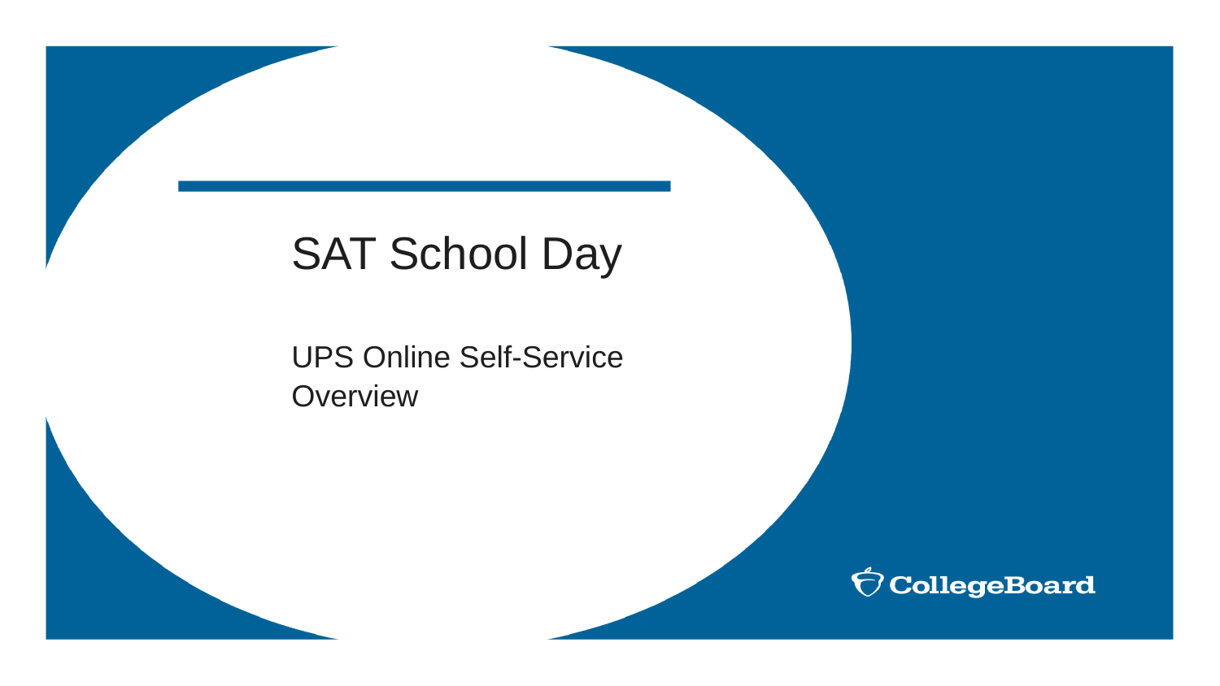# SAT School Day

UPS Online Self-Service Overview

CollegeBoard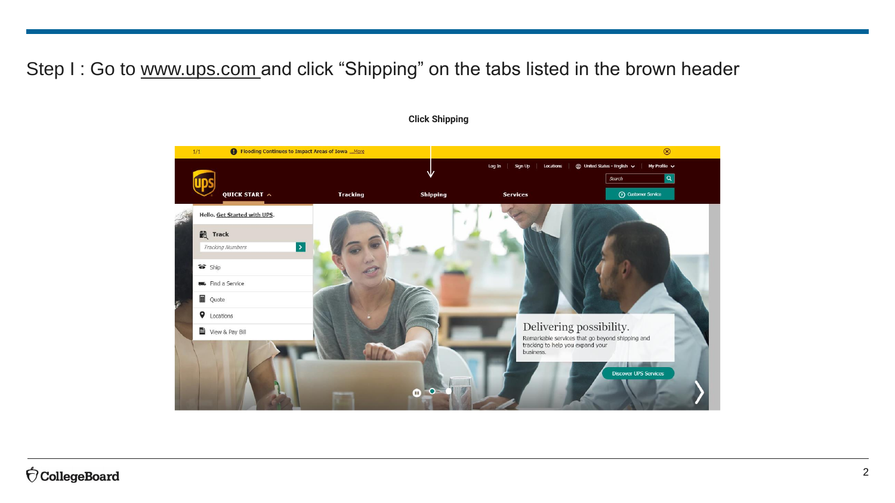Step I : Go to www.ups.com and click “Shipping” on the tabs listed in the brown header

**Click Shipping**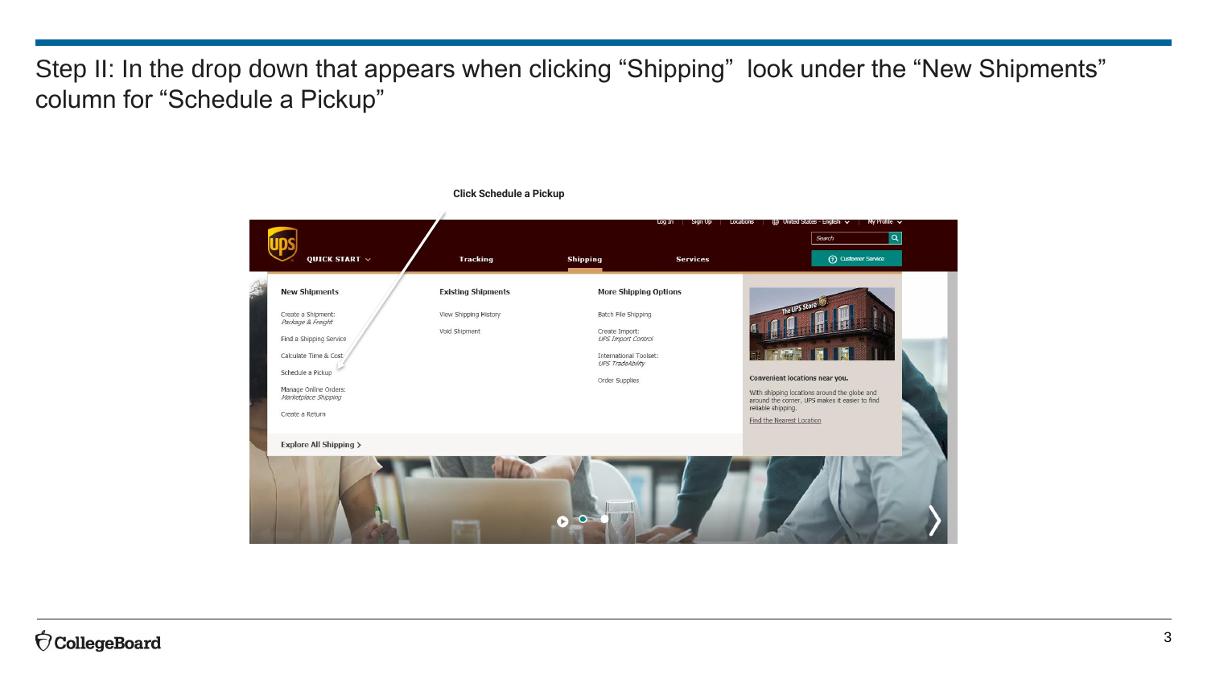# Step II: In the drop down that appears when clicking “Shipping” look under the “New Shipments” column for “Schedule a Pickup”

**Click Schedule a Pickup**

Log In | Sign Up | Locations | United States - English | My Profile

Search

QUICK START | Tracking | Shipping | Services | Customer Service

**New Shipments**

- Create a Shipment: *Package & Freight*
- Find a Shipping Service
- Calculate Time & Cost
- Schedule a Pickup
- Manage Online Orders: *Marketplace Shipping*
- Create a Return

**Existing Shipments**

- View Shipping History
- Void Shipment

**More Shipping Options**

- Batch File Shipping
- Create Import: *UPS Import Control*
- International Toolset: *UPS TradeAbility*
- Order Supplies

**Convenient locations near you.**

With shipping locations around the globe and around the corner, UPS makes it easier to find reliable shipping.

Find the Nearest Location

**Explore All Shipping >**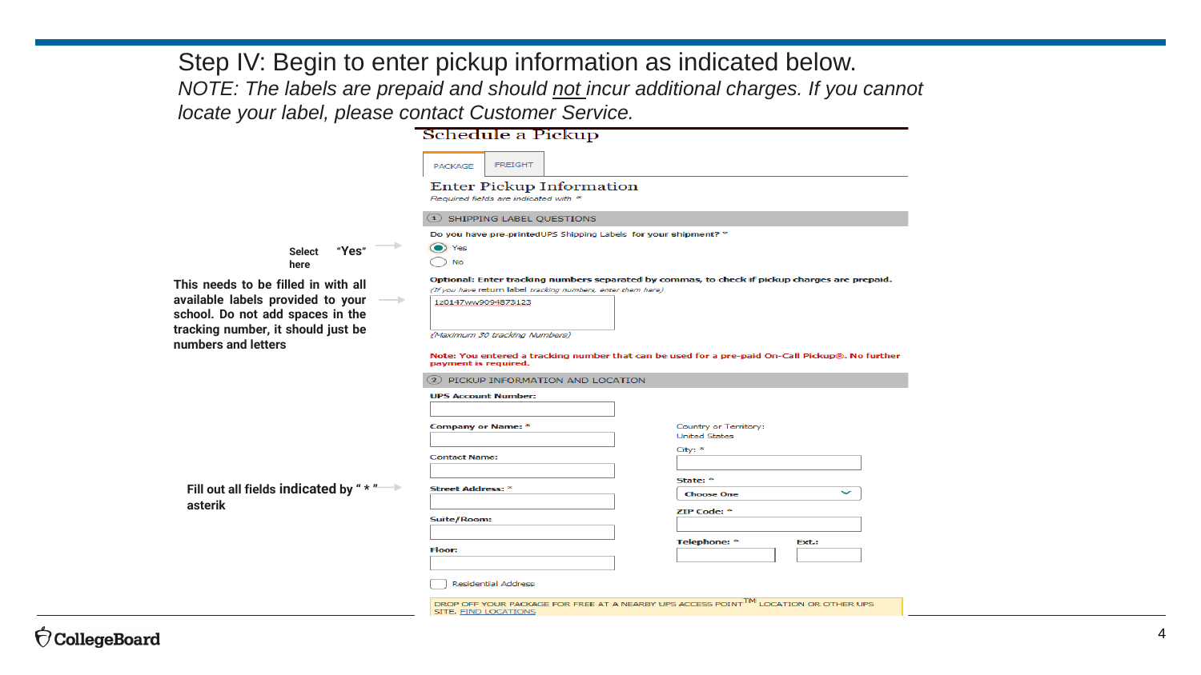# Step IV: Begin to enter pickup information as indicated below.

*NOTE: The labels are prepaid and should not incur additional charges. If you cannot locate your label, please contact Customer Service.*

## Schedule a Pickup

PACKAGE | FREIGHT

### Enter Pickup Information

*Required fields are indicated with \**

**① SHIPPING LABEL QUESTIONS**

**Select "Yes" here** →

Do you have pre-printed UPS Shipping Labels for your shipment? *

- (●) Yes
- ( ) No

**This needs to be filled in with all available labels provided to your school. Do not add spaces in the tracking number, it should just be numbers and letters** →

**Optional: Enter tracking numbers separated by commas, to check if pickup charges are prepaid.**

*(If you have return label tracking numbers, enter them here)*

1z0147wv9094873123

*(Maximum 30 tracking Numbers)*

**Note: You entered a tracking number that can be used for a pre-paid On-Call Pickup®. No further payment is required.**

**② PICKUP INFORMATION AND LOCATION**

**Fill out all fields indicated by " * " asterik** →

**UPS Account Number:**

**Company or Name:** *

**Contact Name:**

**Street Address:** *

**Suite/Room:**

**Floor:**

Country or Territory: United States

City: *

**State:** * Choose One

**ZIP Code:** *

**Telephone:** * **Ext.:**

☐ Residential Address

DROP OFF YOUR PACKAGE FOR FREE AT A NEARBY UPS ACCESS POINT™ LOCATION OR OTHER UPS SITE. FIND LOCATIONS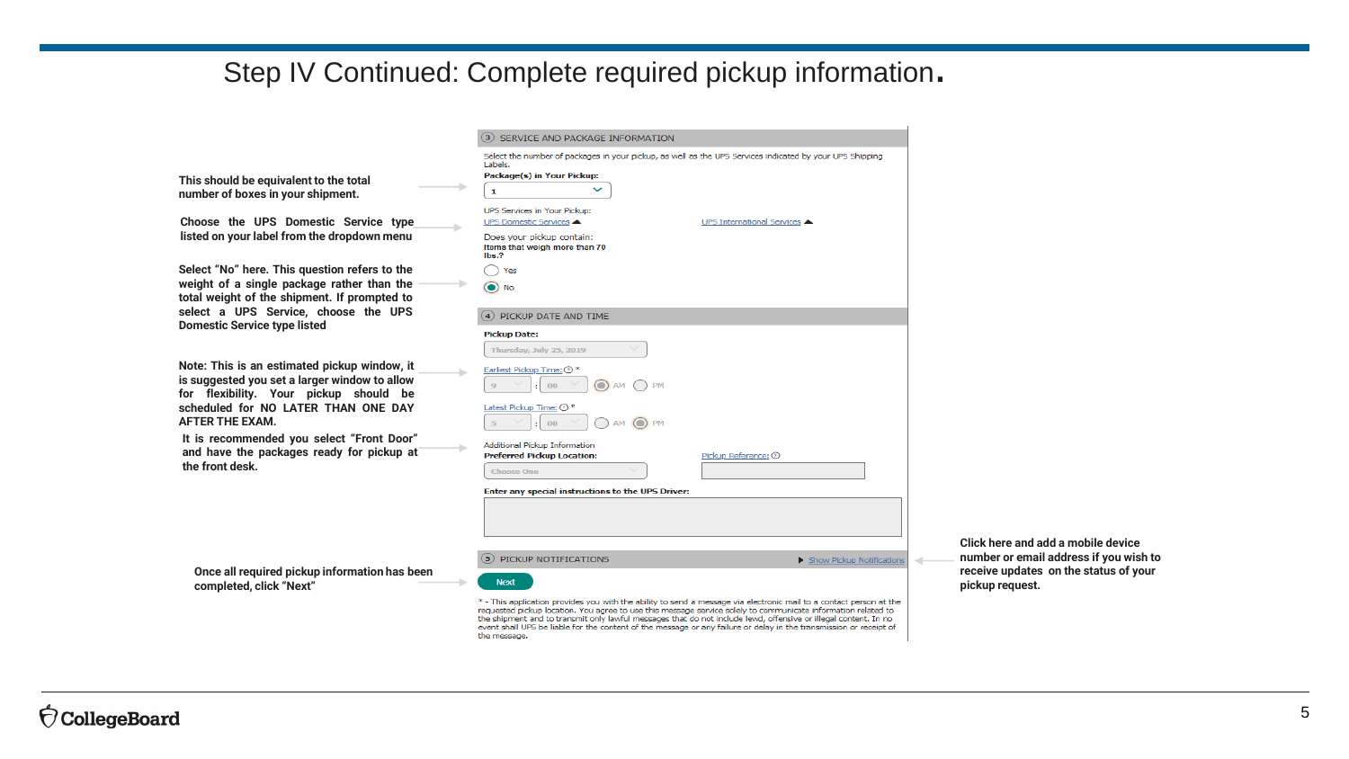# Step IV Continued: Complete required pickup information.

This should be equivalent to the total number of boxes in your shipment.

Choose the UPS Domestic Service type listed on your label from the dropdown menu

Select "No" here. This question refers to the weight of a single package rather than the total weight of the shipment. If prompted to select a UPS Service, choose the UPS Domestic Service type listed

Note: This is an estimated pickup window, it is suggested you set a larger window to allow for flexibility. Your pickup should be scheduled for NO LATER THAN ONE DAY AFTER THE EXAM.

It is recommended you select "Front Door" and have the packages ready for pickup at the front desk.

Once all required pickup information has been completed, click "Next"

③ SERVICE AND PACKAGE INFORMATION

Select the number of packages in your pickup, as well as the UPS Services indicated by your UPS Shipping Labels.

**Package(s) in Your Pickup:**

1

UPS Services in Your Pickup:

UPS Domestic Services ▲ UPS International Services ▲

Does your pickup contain:

**Items that weigh more than 70 lbs.?**

○ Yes

◉ No

④ PICKUP DATE AND TIME

**Pickup Date:**

Thursday, July 25, 2019

Earliest Pickup Time: ⓘ *

9 : 00 ◉ AM ○ PM

Latest Pickup Time: ⓘ *

5 : 00 ○ AM ◉ PM

Additional Pickup Information

**Preferred Pickup Location:**

Choose One

Pickup Reference: ⓘ

**Enter any special instructions to the UPS Driver:**

⑤ PICKUP NOTIFICATIONS ▶ Show Pickup Notifications

Next

* - This application provides you with the ability to send a message via electronic mail to a contact person at the requested pickup location. You agree to use this message service solely to communicate information related to the shipment and to transmit only lawful messages that do not include lewd, offensive or illegal content. In no event shall UPS be liable for the content of the message or any failure or delay in the transmission or receipt of the message.

Click here and add a mobile device number or email address if you wish to receive updates on the status of your pickup request.

CollegeBoard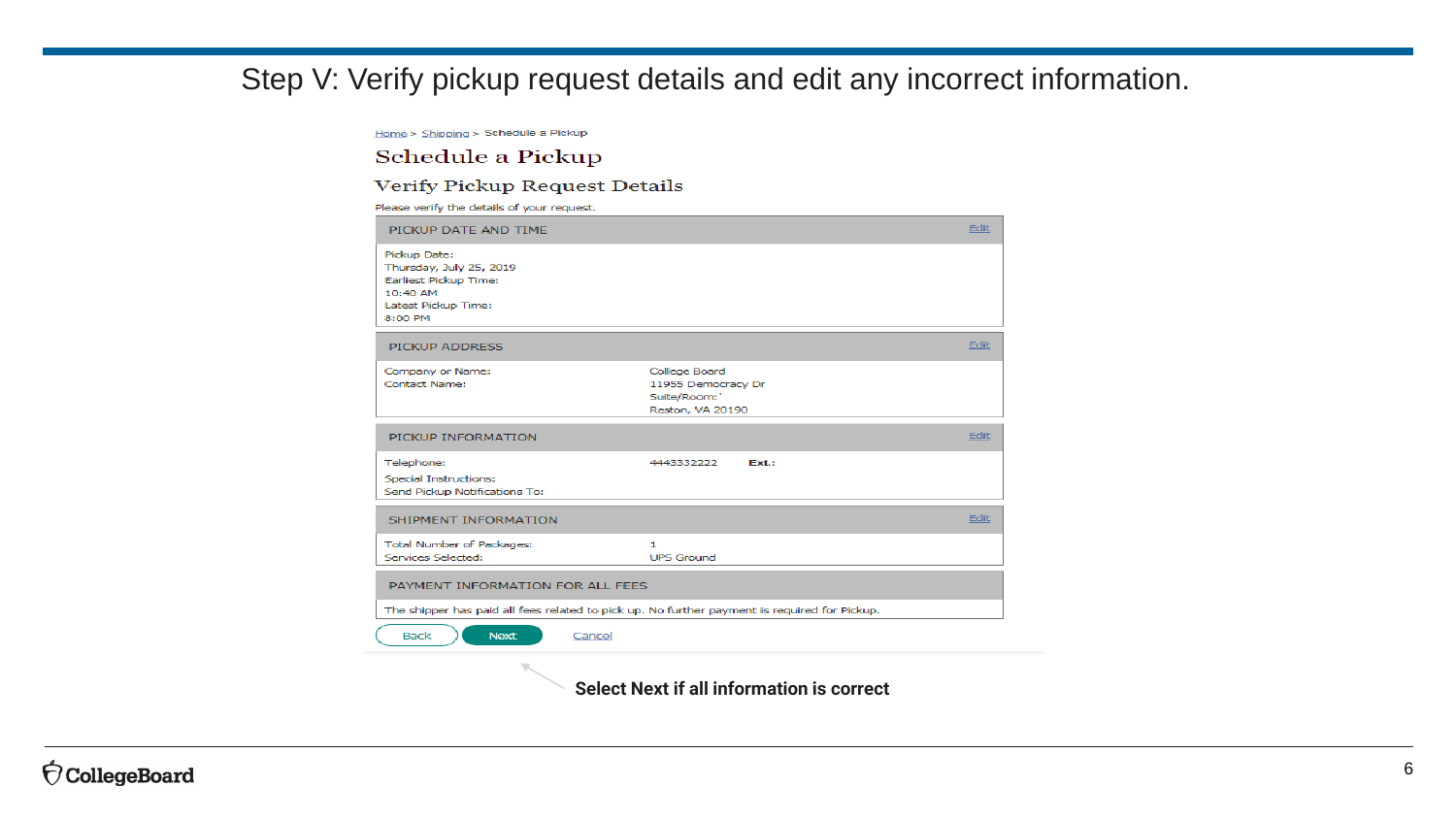# Step V: Verify pickup request details and edit any incorrect information.

Home > Shipping > Schedule a Pickup

## Schedule a Pickup

### Verify Pickup Request Details

Please verify the details of your request.

| PICKUP DATE AND TIME | Edit |
| --- | --- |
| Pickup Date:<br>Thursday, July 25, 2019<br>Earliest Pickup Time:<br>10:40 AM<br>Latest Pickup Time:<br>8:00 PM | |

| PICKUP ADDRESS | | Edit |
| --- | --- | --- |
| Company or Name:<br>Contact Name: | College Board<br>11955 Democracy Dr<br>Suite/Room: '<br>Reston, VA 20190 | |

| PICKUP INFORMATION | | Edit |
| --- | --- | --- |
| Telephone: | 4443332222 **Ext.:** | |
| Special Instructions: | | |
| Send Pickup Notifications To: | | |

| SHIPMENT INFORMATION | | Edit |
| --- | --- | --- |
| Total Number of Packages: | 1 | |
| Services Selected: | UPS Ground | |

| PAYMENT INFORMATION FOR ALL FEES |
| --- |
| The shipper has paid all fees related to pick up. No further payment is required for Pickup. |

Back | Next | Cancel

**Select Next if all information is correct**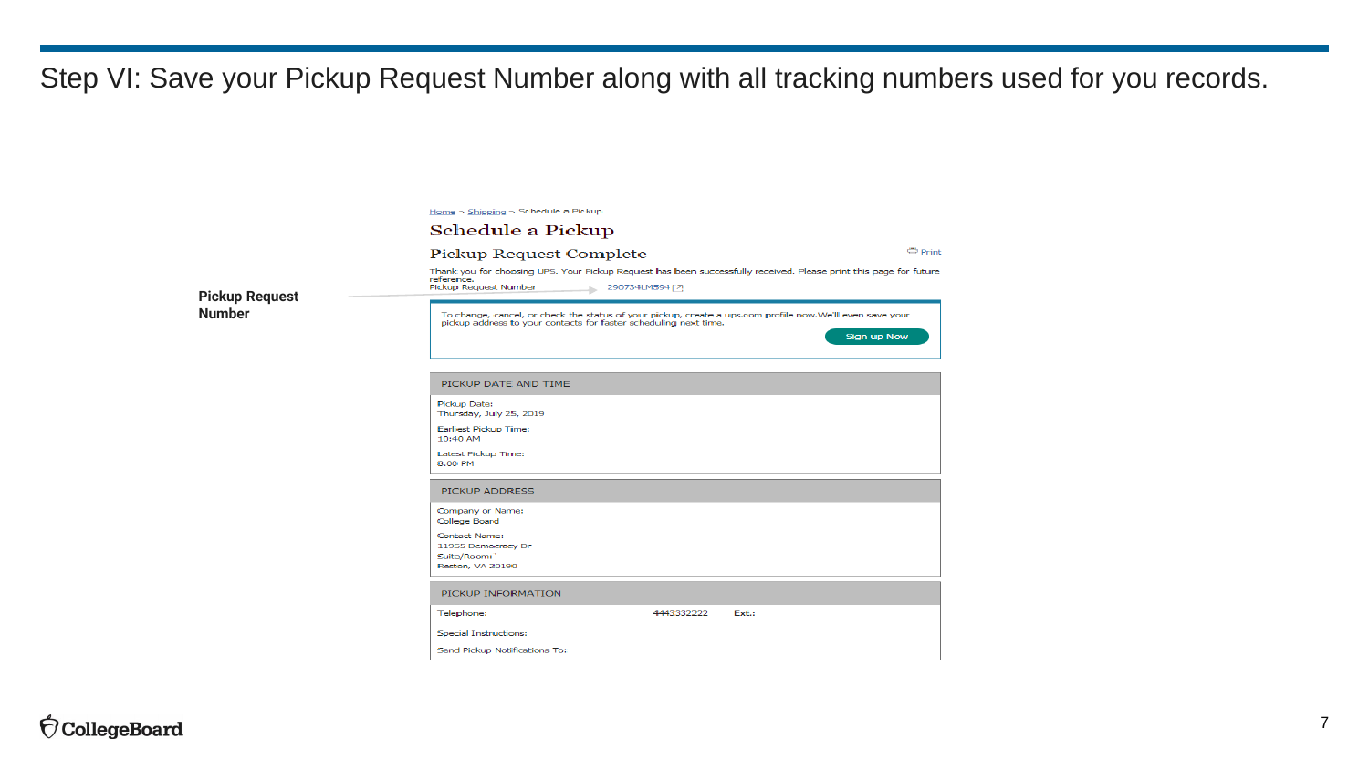# Step VI: Save your Pickup Request Number along with all tracking numbers used for you records.

**Pickup Request Number**

Home > Shipping > Schedule a Pickup

## Schedule a Pickup

### Pickup Request Complete

Print

Thank you for choosing UPS. Your Pickup Request has been successfully received. Please print this page for future reference.

Pickup Request Number 29073 4LM594

To change, cancel, or check the status of your pickup, create a ups.com profile now.We'll even save your pickup address to your contacts for faster scheduling next time.

Sign up Now

**PICKUP DATE AND TIME**

Pickup Date:
Thursday, July 25, 2019

Earliest Pickup Time:
10:40 AM

Latest Pickup Time:
8:00 PM

**PICKUP ADDRESS**

Company or Name:
College Board

Contact Name:
11955 Democracy Dr
Suite/Room:
Reston, VA 20190

**PICKUP INFORMATION**

Telephone: 4443332222 Ext.:

Special Instructions:

Send Pickup Notifications To: